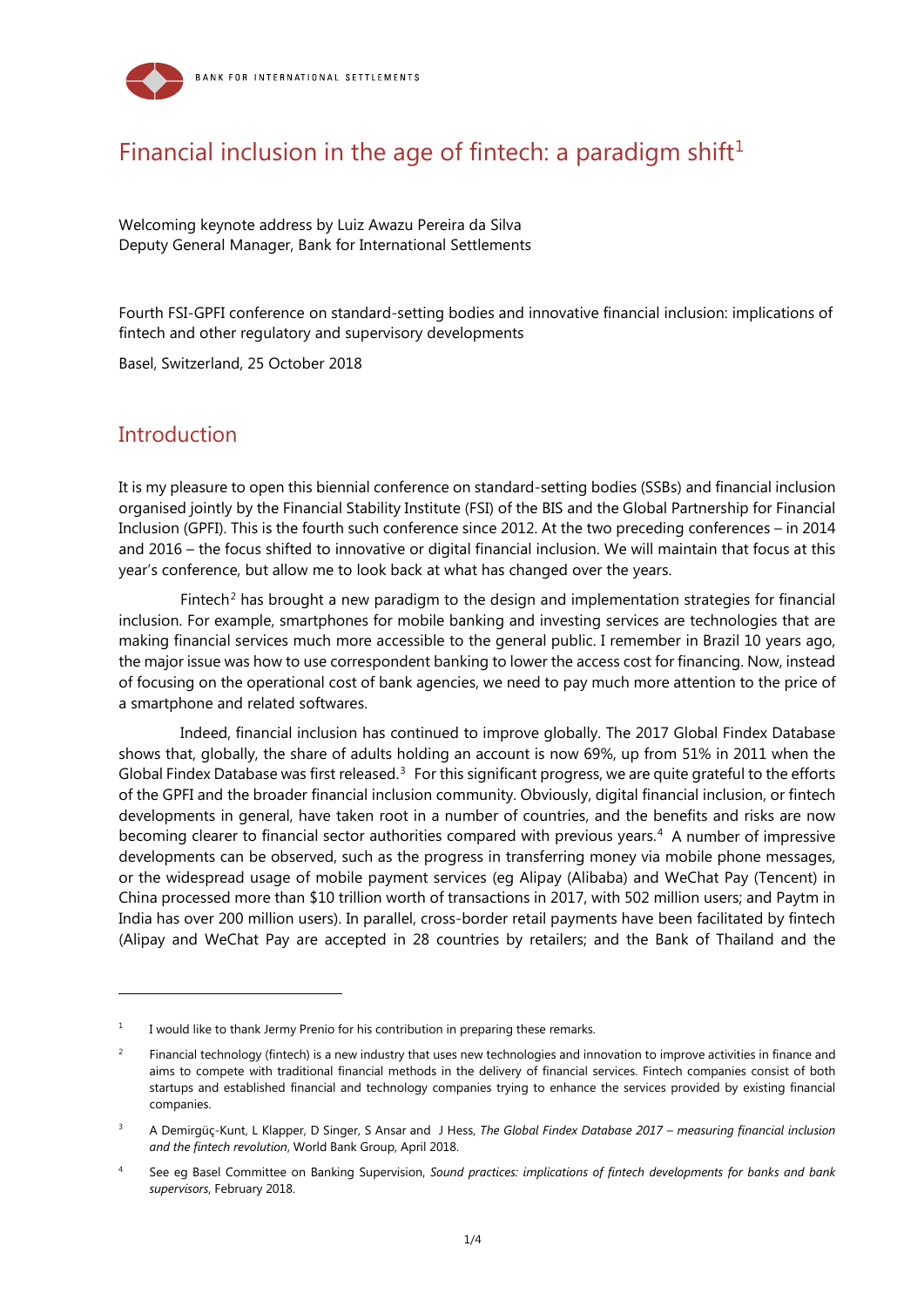BANK FOR INTERNATIONAL SETTLEMENTS

# Financial inclusion in the age of fintech: a paradigm shift[1]

Welcoming keynote address by Luiz Awazu Pereira da Silva
Deputy General Manager, Bank for International Settlements

Fourth FSI-GPFI conference on standard-setting bodies and innovative financial inclusion: implications of fintech and other regulatory and supervisory developments

Basel, Switzerland, 25 October 2018

## Introduction

It is my pleasure to open this biennial conference on standard-setting bodies (SSBs) and financial inclusion organised jointly by the Financial Stability Institute (FSI) of the BIS and the Global Partnership for Financial Inclusion (GPFI). This is the fourth such conference since 2012. At the two preceding conferences – in 2014 and 2016 – the focus shifted to innovative or digital financial inclusion. We will maintain that focus at this year's conference, but allow me to look back at what has changed over the years.

Fintech[2] has brought a new paradigm to the design and implementation strategies for financial inclusion. For example, smartphones for mobile banking and investing services are technologies that are making financial services much more accessible to the general public. I remember in Brazil 10 years ago, the major issue was how to use correspondent banking to lower the access cost for financing. Now, instead of focusing on the operational cost of bank agencies, we need to pay much more attention to the price of a smartphone and related softwares.

Indeed, financial inclusion has continued to improve globally. The 2017 Global Findex Database shows that, globally, the share of adults holding an account is now 69%, up from 51% in 2011 when the Global Findex Database was first released.[3] For this significant progress, we are quite grateful to the efforts of the GPFI and the broader financial inclusion community. Obviously, digital financial inclusion, or fintech developments in general, have taken root in a number of countries, and the benefits and risks are now becoming clearer to financial sector authorities compared with previous years.[4] A number of impressive developments can be observed, such as the progress in transferring money via mobile phone messages, or the widespread usage of mobile payment services (eg Alipay (Alibaba) and WeChat Pay (Tencent) in China processed more than $10 trillion worth of transactions in 2017, with 502 million users; and Paytm in India has over 200 million users). In parallel, cross-border retail payments have been facilitated by fintech (Alipay and WeChat Pay are accepted in 28 countries by retailers; and the Bank of Thailand and the

---

[1] I would like to thank Jermy Prenio for his contribution in preparing these remarks.

[2] Financial technology (fintech) is a new industry that uses new technologies and innovation to improve activities in finance and aims to compete with traditional financial methods in the delivery of financial services. Fintech companies consist of both startups and established financial and technology companies trying to enhance the services provided by existing financial companies.

[3] A Demirgüç-Kunt, L Klapper, D Singer, S Ansar and J Hess, *The Global Findex Database 2017 – measuring financial inclusion and the fintech revolution*, World Bank Group, April 2018.

[4] See eg Basel Committee on Banking Supervision, *Sound practices: implications of fintech developments for banks and bank supervisors*, February 2018.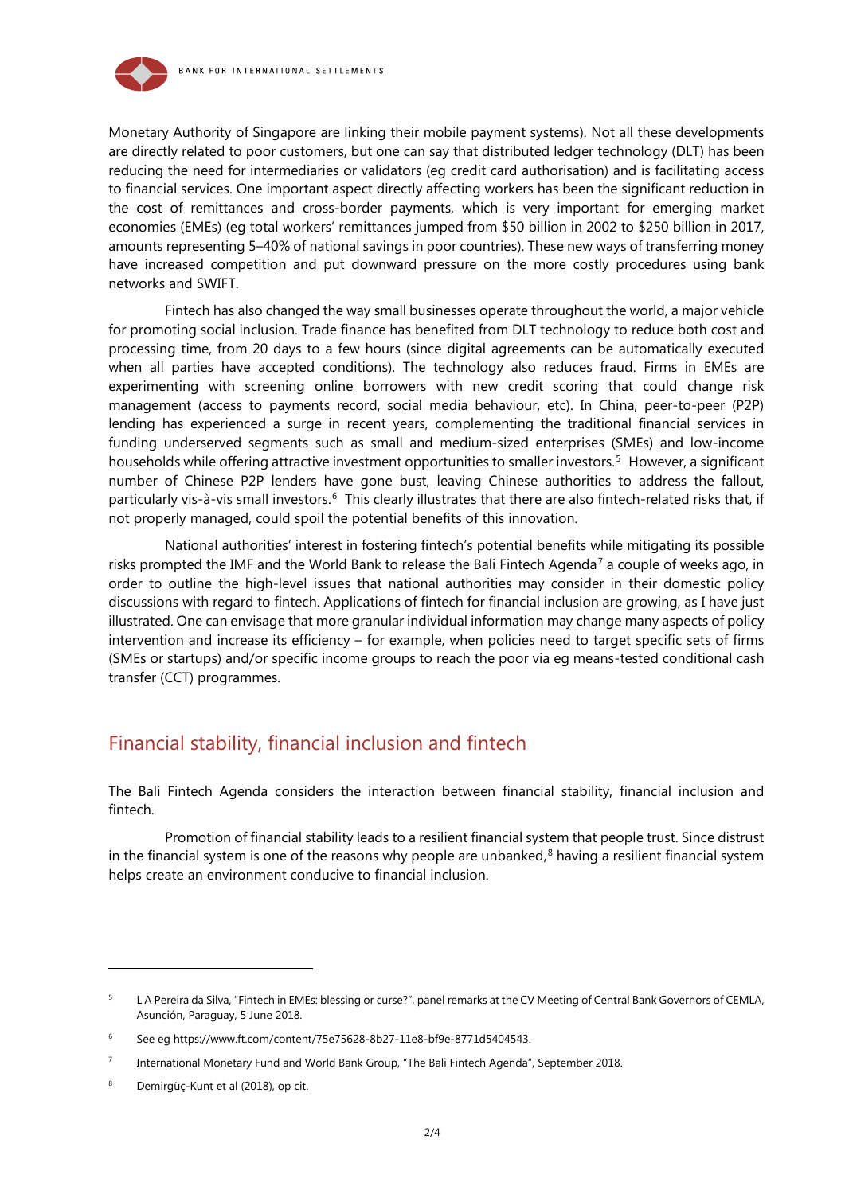Monetary Authority of Singapore are linking their mobile payment systems). Not all these developments are directly related to poor customers, but one can say that distributed ledger technology (DLT) has been reducing the need for intermediaries or validators (eg credit card authorisation) and is facilitating access to financial services. One important aspect directly affecting workers has been the significant reduction in the cost of remittances and cross-border payments, which is very important for emerging market economies (EMEs) (eg total workers' remittances jumped from $50 billion in 2002 to $250 billion in 2017, amounts representing 5–40% of national savings in poor countries). These new ways of transferring money have increased competition and put downward pressure on the more costly procedures using bank networks and SWIFT.

Fintech has also changed the way small businesses operate throughout the world, a major vehicle for promoting social inclusion. Trade finance has benefited from DLT technology to reduce both cost and processing time, from 20 days to a few hours (since digital agreements can be automatically executed when all parties have accepted conditions). The technology also reduces fraud. Firms in EMEs are experimenting with screening online borrowers with new credit scoring that could change risk management (access to payments record, social media behaviour, etc). In China, peer-to-peer (P2P) lending has experienced a surge in recent years, complementing the traditional financial services in funding underserved segments such as small and medium-sized enterprises (SMEs) and low-income households while offering attractive investment opportunities to smaller investors.[5] However, a significant number of Chinese P2P lenders have gone bust, leaving Chinese authorities to address the fallout, particularly vis-à-vis small investors.[6] This clearly illustrates that there are also fintech-related risks that, if not properly managed, could spoil the potential benefits of this innovation.

National authorities' interest in fostering fintech's potential benefits while mitigating its possible risks prompted the IMF and the World Bank to release the Bali Fintech Agenda[7] a couple of weeks ago, in order to outline the high-level issues that national authorities may consider in their domestic policy discussions with regard to fintech. Applications of fintech for financial inclusion are growing, as I have just illustrated. One can envisage that more granular individual information may change many aspects of policy intervention and increase its efficiency – for example, when policies need to target specific sets of firms (SMEs or startups) and/or specific income groups to reach the poor via eg means-tested conditional cash transfer (CCT) programmes.

## Financial stability, financial inclusion and fintech

The Bali Fintech Agenda considers the interaction between financial stability, financial inclusion and fintech.

Promotion of financial stability leads to a resilient financial system that people trust. Since distrust in the financial system is one of the reasons why people are unbanked,[8] having a resilient financial system helps create an environment conducive to financial inclusion.

---

[5] L A Pereira da Silva, "Fintech in EMEs: blessing or curse?", panel remarks at the CV Meeting of Central Bank Governors of CEMLA, Asunción, Paraguay, 5 June 2018.

[6] See eg https://www.ft.com/content/75e75628-8b27-11e8-bf9e-8771d5404543.

[7] International Monetary Fund and World Bank Group, "The Bali Fintech Agenda", September 2018.

[8] Demirgüç-Kunt et al (2018), op cit.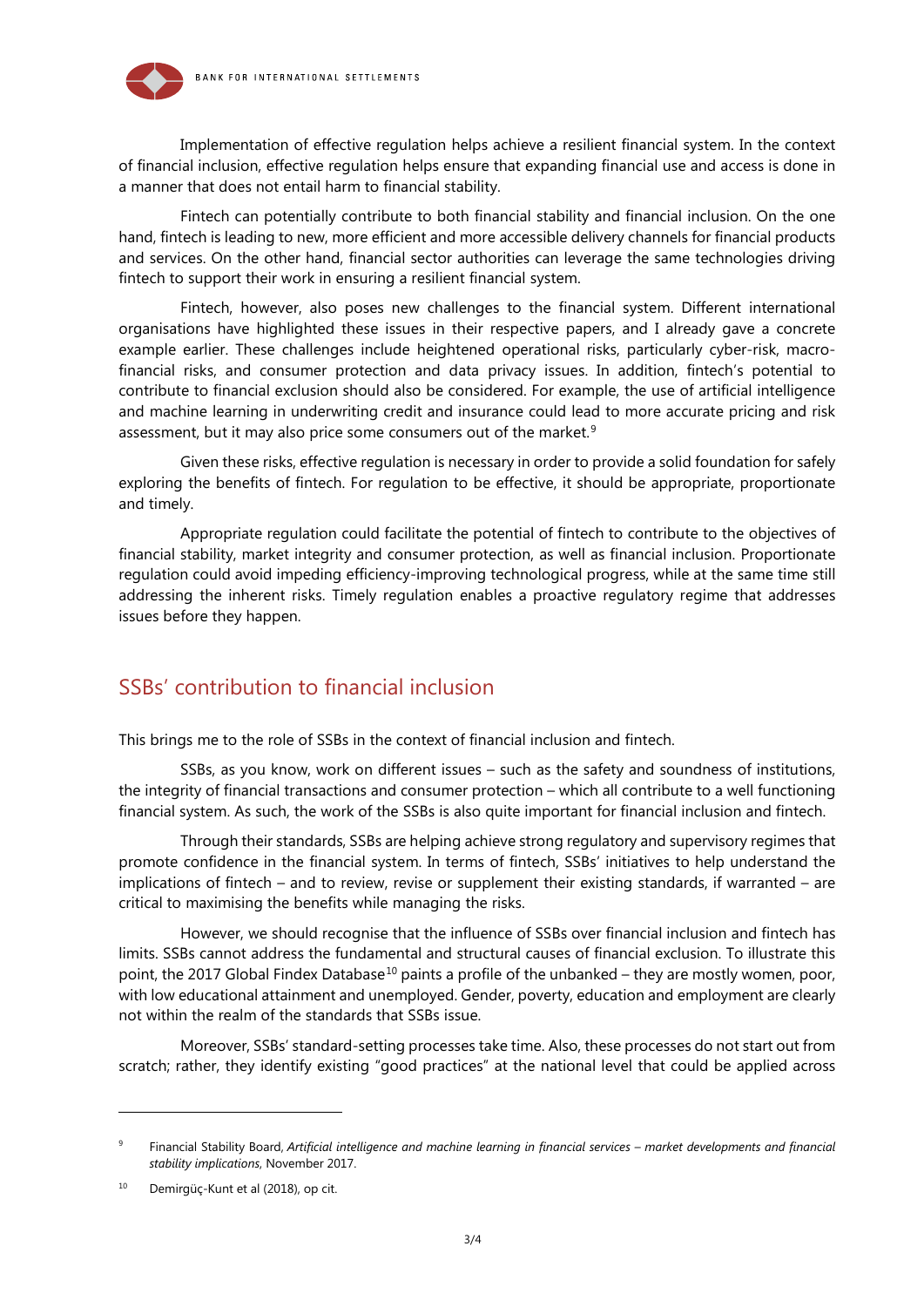Implementation of effective regulation helps achieve a resilient financial system. In the context of financial inclusion, effective regulation helps ensure that expanding financial use and access is done in a manner that does not entail harm to financial stability.

Fintech can potentially contribute to both financial stability and financial inclusion. On the one hand, fintech is leading to new, more efficient and more accessible delivery channels for financial products and services. On the other hand, financial sector authorities can leverage the same technologies driving fintech to support their work in ensuring a resilient financial system.

Fintech, however, also poses new challenges to the financial system. Different international organisations have highlighted these issues in their respective papers, and I already gave a concrete example earlier. These challenges include heightened operational risks, particularly cyber-risk, macro-financial risks, and consumer protection and data privacy issues. In addition, fintech's potential to contribute to financial exclusion should also be considered. For example, the use of artificial intelligence and machine learning in underwriting credit and insurance could lead to more accurate pricing and risk assessment, but it may also price some consumers out of the market.[9]

Given these risks, effective regulation is necessary in order to provide a solid foundation for safely exploring the benefits of fintech. For regulation to be effective, it should be appropriate, proportionate and timely.

Appropriate regulation could facilitate the potential of fintech to contribute to the objectives of financial stability, market integrity and consumer protection, as well as financial inclusion. Proportionate regulation could avoid impeding efficiency-improving technological progress, while at the same time still addressing the inherent risks. Timely regulation enables a proactive regulatory regime that addresses issues before they happen.

## SSBs' contribution to financial inclusion

This brings me to the role of SSBs in the context of financial inclusion and fintech.

SSBs, as you know, work on different issues – such as the safety and soundness of institutions, the integrity of financial transactions and consumer protection – which all contribute to a well functioning financial system. As such, the work of the SSBs is also quite important for financial inclusion and fintech.

Through their standards, SSBs are helping achieve strong regulatory and supervisory regimes that promote confidence in the financial system. In terms of fintech, SSBs' initiatives to help understand the implications of fintech – and to review, revise or supplement their existing standards, if warranted – are critical to maximising the benefits while managing the risks.

However, we should recognise that the influence of SSBs over financial inclusion and fintech has limits. SSBs cannot address the fundamental and structural causes of financial exclusion. To illustrate this point, the 2017 Global Findex Database[10] paints a profile of the unbanked – they are mostly women, poor, with low educational attainment and unemployed. Gender, poverty, education and employment are clearly not within the realm of the standards that SSBs issue.

Moreover, SSBs' standard-setting processes take time. Also, these processes do not start out from scratch; rather, they identify existing "good practices" at the national level that could be applied across

---

[9] Financial Stability Board, *Artificial intelligence and machine learning in financial services – market developments and financial stability implications*, November 2017.

[10] Demirgüç-Kunt et al (2018), op cit.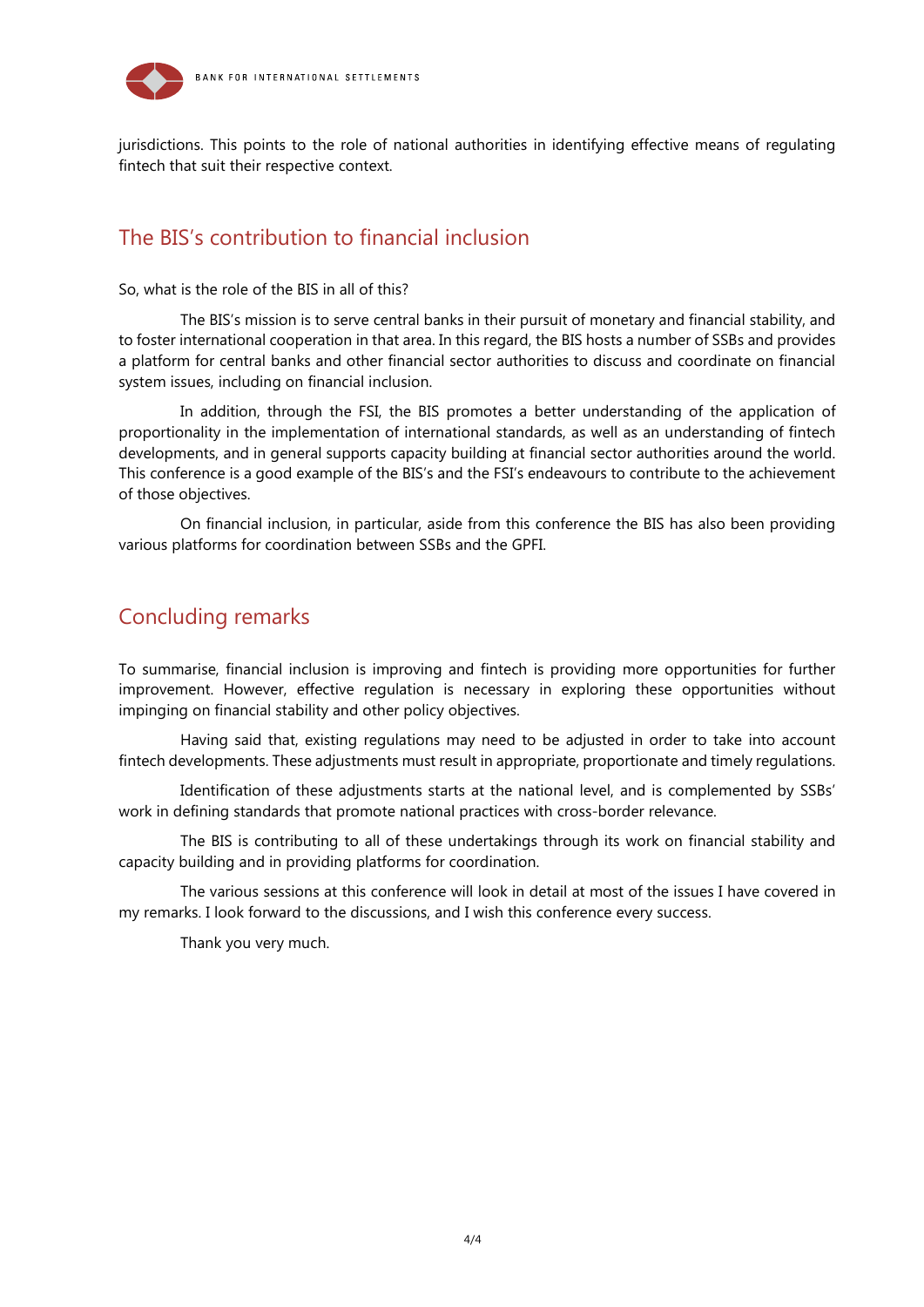jurisdictions. This points to the role of national authorities in identifying effective means of regulating fintech that suit their respective context.

## The BIS's contribution to financial inclusion

So, what is the role of the BIS in all of this?

The BIS's mission is to serve central banks in their pursuit of monetary and financial stability, and to foster international cooperation in that area. In this regard, the BIS hosts a number of SSBs and provides a platform for central banks and other financial sector authorities to discuss and coordinate on financial system issues, including on financial inclusion.

In addition, through the FSI, the BIS promotes a better understanding of the application of proportionality in the implementation of international standards, as well as an understanding of fintech developments, and in general supports capacity building at financial sector authorities around the world. This conference is a good example of the BIS's and the FSI's endeavours to contribute to the achievement of those objectives.

On financial inclusion, in particular, aside from this conference the BIS has also been providing various platforms for coordination between SSBs and the GPFI.

## Concluding remarks

To summarise, financial inclusion is improving and fintech is providing more opportunities for further improvement. However, effective regulation is necessary in exploring these opportunities without impinging on financial stability and other policy objectives.

Having said that, existing regulations may need to be adjusted in order to take into account fintech developments. These adjustments must result in appropriate, proportionate and timely regulations.

Identification of these adjustments starts at the national level, and is complemented by SSBs' work in defining standards that promote national practices with cross-border relevance.

The BIS is contributing to all of these undertakings through its work on financial stability and capacity building and in providing platforms for coordination.

The various sessions at this conference will look in detail at most of the issues I have covered in my remarks. I look forward to the discussions, and I wish this conference every success.

Thank you very much.